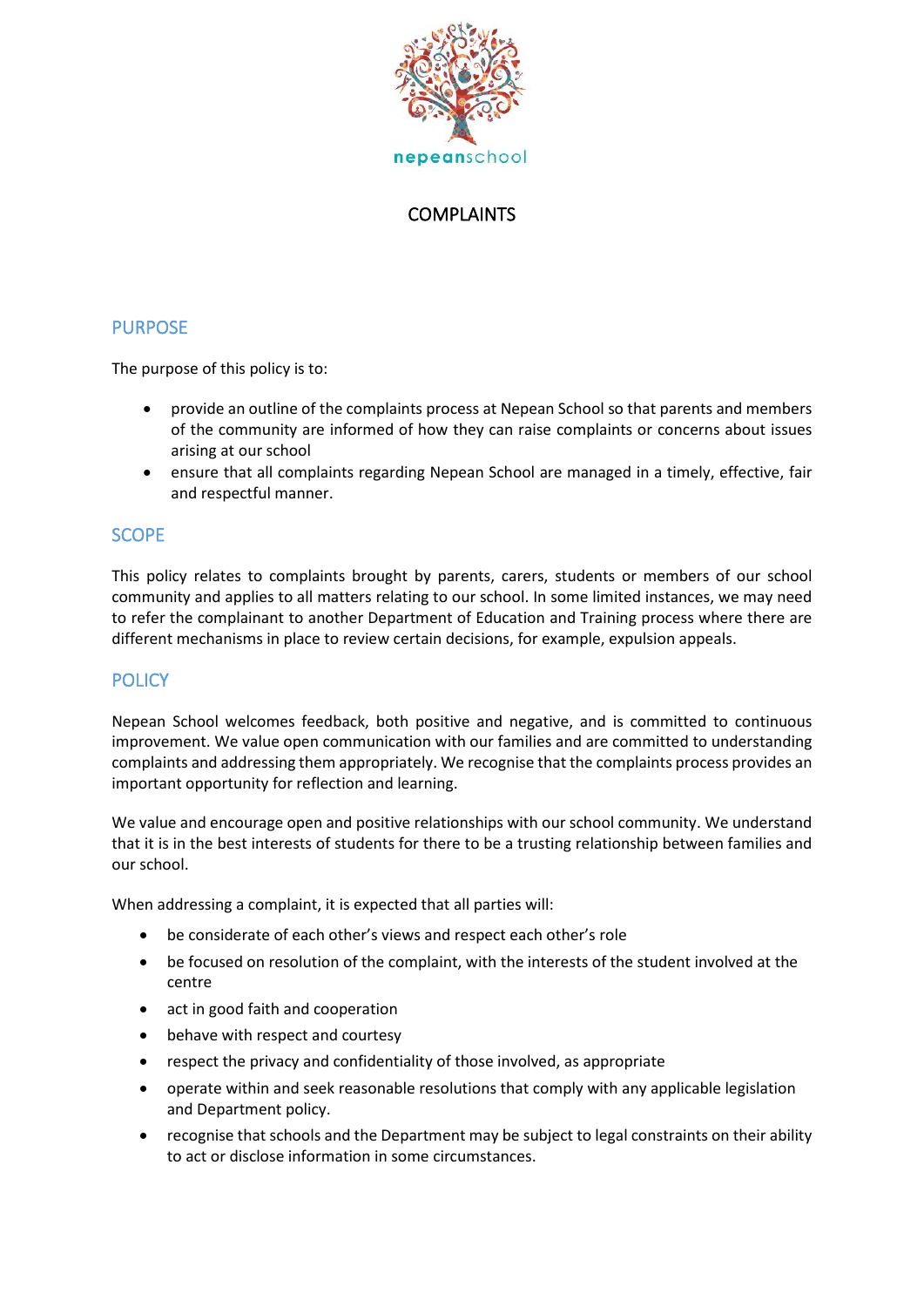nepeanschool

# COMPLAINTS

## PURPOSE

The purpose of this policy is to:

- provide an outline of the complaints process at Nepean School so that parents and members of the community are informed of how they can raise complaints or concerns about issues arising at our school
- ensure that all complaints regarding Nepean School are managed in a timely, effective, fair and respectful manner.

## SCOPE

This policy relates to complaints brought by parents, carers, students or members of our school community and applies to all matters relating to our school. In some limited instances, we may need to refer the complainant to another Department of Education and Training process where there are different mechanisms in place to review certain decisions, for example, expulsion appeals.

## POLICY

Nepean School welcomes feedback, both positive and negative, and is committed to continuous improvement. We value open communication with our families and are committed to understanding complaints and addressing them appropriately. We recognise that the complaints process provides an important opportunity for reflection and learning.

We value and encourage open and positive relationships with our school community. We understand that it is in the best interests of students for there to be a trusting relationship between families and our school.

When addressing a complaint, it is expected that all parties will:

- be considerate of each other's views and respect each other's role
- be focused on resolution of the complaint, with the interests of the student involved at the centre
- act in good faith and cooperation
- behave with respect and courtesy
- respect the privacy and confidentiality of those involved, as appropriate
- operate within and seek reasonable resolutions that comply with any applicable legislation and Department policy.
- recognise that schools and the Department may be subject to legal constraints on their ability to act or disclose information in some circumstances.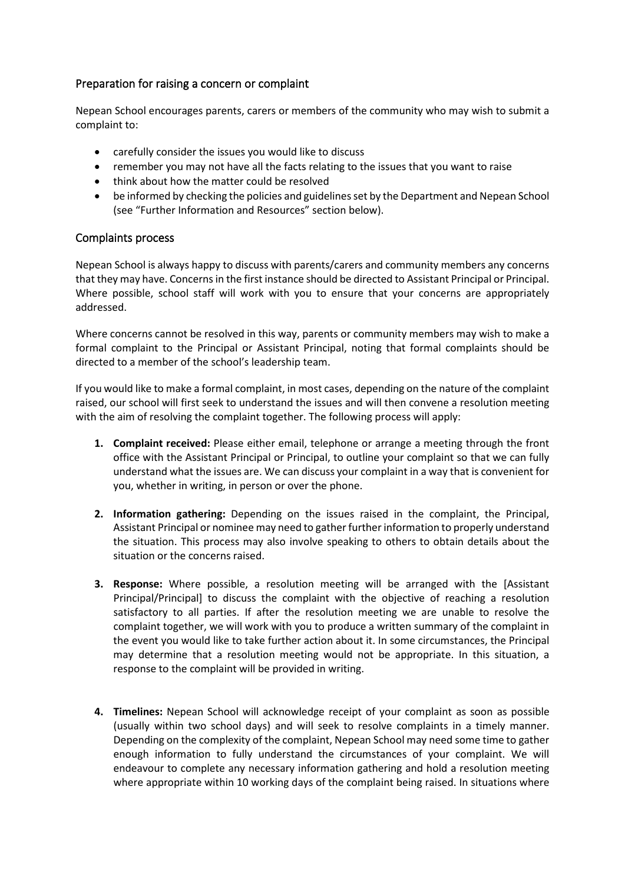## Preparation for raising a concern or complaint

Nepean School encourages parents, carers or members of the community who may wish to submit a complaint to:

- carefully consider the issues you would like to discuss
- remember you may not have all the facts relating to the issues that you want to raise
- think about how the matter could be resolved
- be informed by checking the policies and guidelines set by the Department and Nepean School (see "Further Information and Resources" section below).

## Complaints process

Nepean School is always happy to discuss with parents/carers and community members any concerns that they may have. Concerns in the first instance should be directed to Assistant Principal or Principal. Where possible, school staff will work with you to ensure that your concerns are appropriately addressed.

Where concerns cannot be resolved in this way, parents or community members may wish to make a formal complaint to the Principal or Assistant Principal, noting that formal complaints should be directed to a member of the school's leadership team.

If you would like to make a formal complaint, in most cases, depending on the nature of the complaint raised, our school will first seek to understand the issues and will then convene a resolution meeting with the aim of resolving the complaint together. The following process will apply:

1. **Complaint received:** Please either email, telephone or arrange a meeting through the front office with the Assistant Principal or Principal, to outline your complaint so that we can fully understand what the issues are. We can discuss your complaint in a way that is convenient for you, whether in writing, in person or over the phone.

2. **Information gathering:** Depending on the issues raised in the complaint, the Principal, Assistant Principal or nominee may need to gather further information to properly understand the situation. This process may also involve speaking to others to obtain details about the situation or the concerns raised.

3. **Response:** Where possible, a resolution meeting will be arranged with the [Assistant Principal/Principal] to discuss the complaint with the objective of reaching a resolution satisfactory to all parties. If after the resolution meeting we are unable to resolve the complaint together, we will work with you to produce a written summary of the complaint in the event you would like to take further action about it. In some circumstances, the Principal may determine that a resolution meeting would not be appropriate. In this situation, a response to the complaint will be provided in writing.

4. **Timelines:** Nepean School will acknowledge receipt of your complaint as soon as possible (usually within two school days) and will seek to resolve complaints in a timely manner. Depending on the complexity of the complaint, Nepean School may need some time to gather enough information to fully understand the circumstances of your complaint. We will endeavour to complete any necessary information gathering and hold a resolution meeting where appropriate within 10 working days of the complaint being raised. In situations where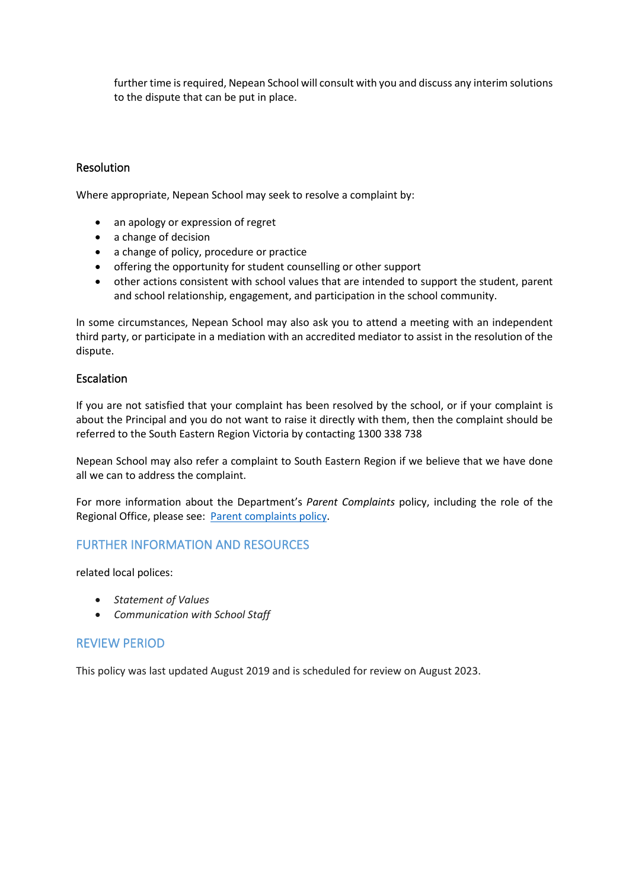further time is required, Nepean School will consult with you and discuss any interim solutions to the dispute that can be put in place.

### Resolution

Where appropriate, Nepean School may seek to resolve a complaint by:

- an apology or expression of regret
- a change of decision
- a change of policy, procedure or practice
- offering the opportunity for student counselling or other support
- other actions consistent with school values that are intended to support the student, parent and school relationship, engagement, and participation in the school community.

In some circumstances, Nepean School may also ask you to attend a meeting with an independent third party, or participate in a mediation with an accredited mediator to assist in the resolution of the dispute.

### Escalation

If you are not satisfied that your complaint has been resolved by the school, or if your complaint is about the Principal and you do not want to raise it directly with them, then the complaint should be referred to the South Eastern Region Victoria by contacting 1300 338 738

Nepean School may also refer a complaint to South Eastern Region if we believe that we have done all we can to address the complaint.

For more information about the Department's *Parent Complaints* policy, including the role of the Regional Office, please see: Parent complaints policy.

## FURTHER INFORMATION AND RESOURCES

related local polices:

- *Statement of Values*
- *Communication with School Staff*

## REVIEW PERIOD

This policy was last updated August 2019 and is scheduled for review on August 2023.